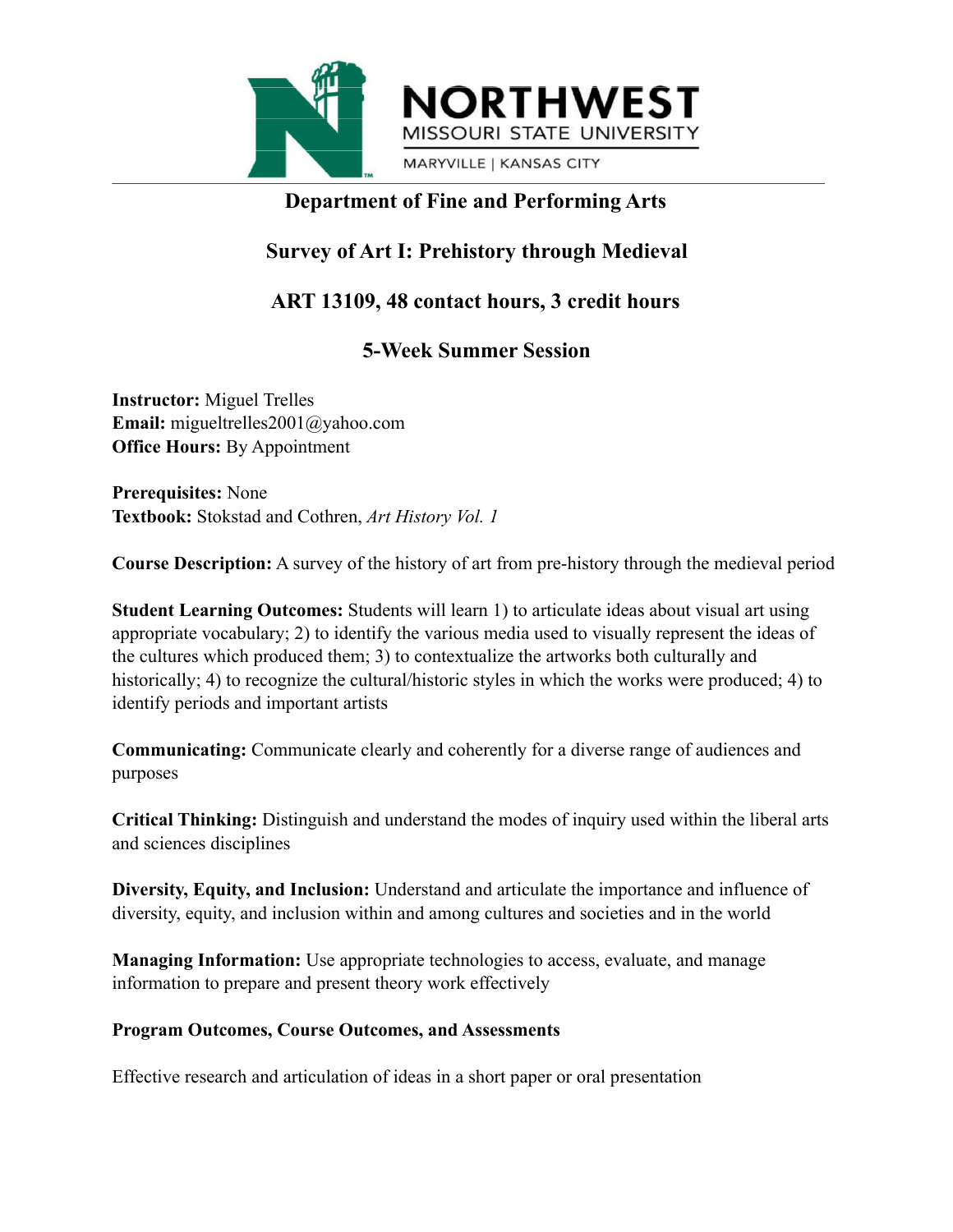NORTHWEST MISSOURI STATE UNIVERSITY
MARYVILLE | KANSAS CITY

# Department of Fine and Performing Arts

## Survey of Art I: Prehistory through Medieval

## ART 13109, 48 contact hours, 3 credit hours

## 5-Week Summer Session

**Instructor:** Miguel Trelles
**Email:** migueltrelles2001@yahoo.com
**Office Hours:** By Appointment

**Prerequisites:** None
**Textbook:** Stokstad and Cothren, *Art History Vol. 1*

**Course Description:** A survey of the history of art from pre-history through the medieval period

**Student Learning Outcomes:** Students will learn 1) to articulate ideas about visual art using appropriate vocabulary; 2) to identify the various media used to visually represent the ideas of the cultures which produced them; 3) to contextualize the artworks both culturally and historically; 4) to recognize the cultural/historic styles in which the works were produced; 4) to identify periods and important artists

**Communicating:** Communicate clearly and coherently for a diverse range of audiences and purposes

**Critical Thinking:** Distinguish and understand the modes of inquiry used within the liberal arts and sciences disciplines

**Diversity, Equity, and Inclusion:** Understand and articulate the importance and influence of diversity, equity, and inclusion within and among cultures and societies and in the world

**Managing Information:** Use appropriate technologies to access, evaluate, and manage information to prepare and present theory work effectively

**Program Outcomes, Course Outcomes, and Assessments**

Effective research and articulation of ideas in a short paper or oral presentation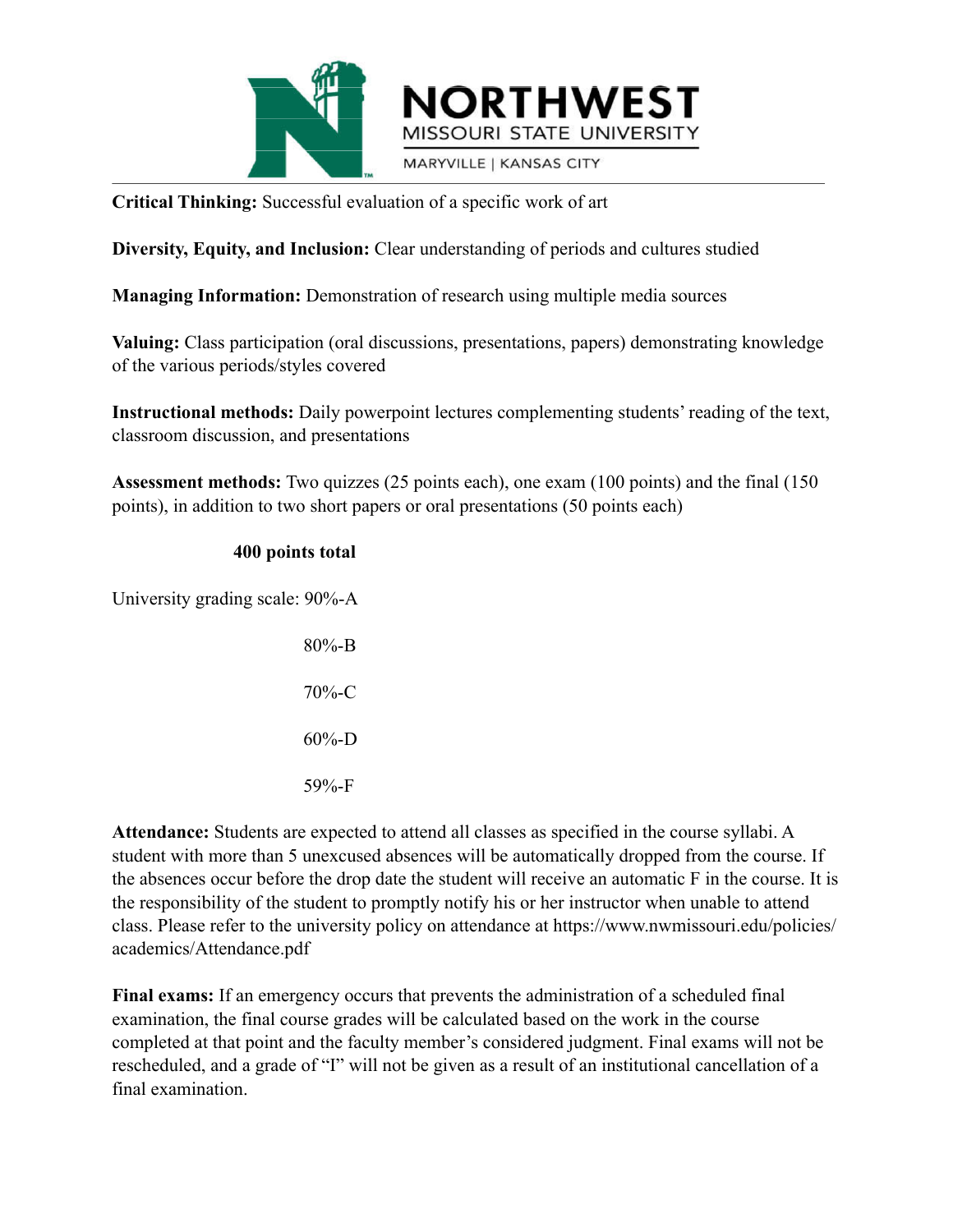**Critical Thinking:** Successful evaluation of a specific work of art

**Diversity, Equity, and Inclusion:** Clear understanding of periods and cultures studied

**Managing Information:** Demonstration of research using multiple media sources

**Valuing:** Class participation (oral discussions, presentations, papers) demonstrating knowledge of the various periods/styles covered

**Instructional methods:** Daily powerpoint lectures complementing students' reading of the text, classroom discussion, and presentations

**Assessment methods:** Two quizzes (25 points each), one exam (100 points) and the final (150 points), in addition to two short papers or oral presentations (50 points each)

**400 points total**

University grading scale: 90%-A

80%-B

70%-C

60%-D

59%-F

**Attendance:** Students are expected to attend all classes as specified in the course syllabi. A student with more than 5 unexcused absences will be automatically dropped from the course. If the absences occur before the drop date the student will receive an automatic F in the course. It is the responsibility of the student to promptly notify his or her instructor when unable to attend class. Please refer to the university policy on attendance at https://www.nwmissouri.edu/policies/academics/Attendance.pdf

**Final exams:** If an emergency occurs that prevents the administration of a scheduled final examination, the final course grades will be calculated based on the work in the course completed at that point and the faculty member's considered judgment. Final exams will not be rescheduled, and a grade of "I" will not be given as a result of an institutional cancellation of a final examination.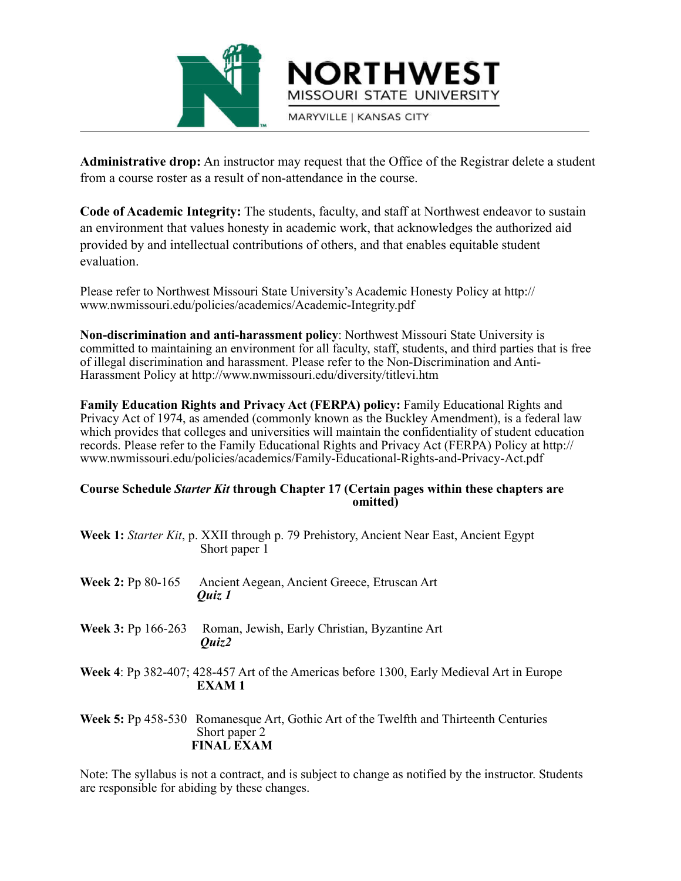**Administrative drop:** An instructor may request that the Office of the Registrar delete a student from a course roster as a result of non-attendance in the course.

**Code of Academic Integrity:** The students, faculty, and staff at Northwest endeavor to sustain an environment that values honesty in academic work, that acknowledges the authorized aid provided by and intellectual contributions of others, and that enables equitable student evaluation.

Please refer to Northwest Missouri State University's Academic Honesty Policy at http://www.nwmissouri.edu/policies/academics/Academic-Integrity.pdf

**Non-discrimination and anti-harassment policy**: Northwest Missouri State University is committed to maintaining an environment for all faculty, staff, students, and third parties that is free of illegal discrimination and harassment. Please refer to the Non-Discrimination and Anti-Harassment Policy at http://www.nwmissouri.edu/diversity/titlevi.htm

**Family Education Rights and Privacy Act (FERPA) policy:** Family Educational Rights and Privacy Act of 1974, as amended (commonly known as the Buckley Amendment), is a federal law which provides that colleges and universities will maintain the confidentiality of student education records. Please refer to the Family Educational Rights and Privacy Act (FERPA) Policy at http://www.nwmissouri.edu/policies/academics/Family-Educational-Rights-and-Privacy-Act.pdf

**Course Schedule *Starter Kit* through Chapter 17 (Certain pages within these chapters are omitted)**

**Week 1:** *Starter Kit*, p. XXII through p. 79 Prehistory, Ancient Near East, Ancient Egypt
Short paper 1

**Week 2:** Pp 80-165 Ancient Aegean, Ancient Greece, Etruscan Art
***Quiz 1***

**Week 3:** Pp 166-263 Roman, Jewish, Early Christian, Byzantine Art
***Quiz2***

**Week 4**: Pp 382-407; 428-457 Art of the Americas before 1300, Early Medieval Art in Europe
**EXAM 1**

**Week 5:** Pp 458-530 Romanesque Art, Gothic Art of the Twelfth and Thirteenth Centuries
Short paper 2
**FINAL EXAM**

Note: The syllabus is not a contract, and is subject to change as notified by the instructor. Students are responsible for abiding by these changes.